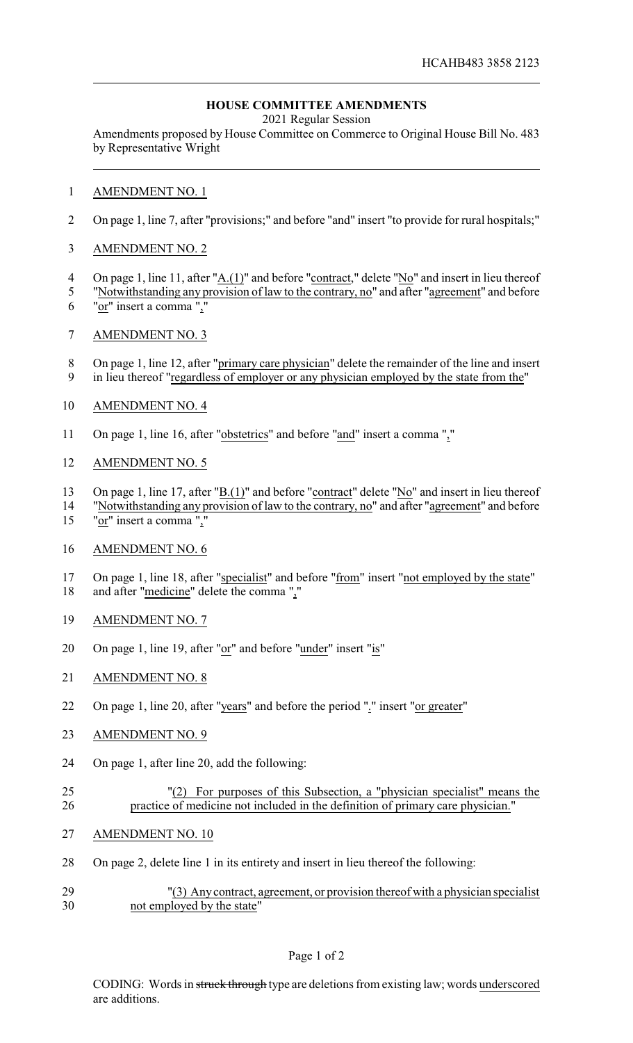HCAHB483 3858 2123

## HOUSE COMMITTEE AMENDMENTS

2021 Regular Session

Amendments proposed by House Committee on Commerce to Original House Bill No. 483 by Representative Wright

AMENDMENT NO. 1

On page 1, line 7, after "provisions;" and before "and" insert "to provide for rural hospitals;"

AMENDMENT NO. 2

On page 1, line 11, after "A.(1)" and before "contract," delete "No" and insert in lieu thereof "Notwithstanding any provision of law to the contrary, no" and after "agreement" and before "or" insert a comma ","

AMENDMENT NO. 3

On page 1, line 12, after "primary care physician" delete the remainder of the line and insert in lieu thereof "regardless of employer or any physician employed by the state from the"

AMENDMENT NO. 4

On page 1, line 16, after "obstetrics" and before "and" insert a comma ","

AMENDMENT NO. 5

On page 1, line 17, after "B.(1)" and before "contract" delete "No" and insert in lieu thereof "Notwithstanding any provision of law to the contrary, no" and after "agreement" and before "or" insert a comma ","

AMENDMENT NO. 6

On page 1, line 18, after "specialist" and before "from" insert "not employed by the state" and after "medicine" delete the comma ","

AMENDMENT NO. 7

On page 1, line 19, after "or" and before "under" insert "is"

AMENDMENT NO. 8

On page 1, line 20, after "years" and before the period "." insert "or greater"

AMENDMENT NO. 9

On page 1, after line 20, add the following:

"(2) For purposes of this Subsection, a "physician specialist" means the practice of medicine not included in the definition of primary care physician."

AMENDMENT NO. 10

On page 2, delete line 1 in its entirety and insert in lieu thereof the following:

"(3) Any contract, agreement, or provision thereof with a physician specialist not employed by the state"

CODING: Words in ~~struck through~~ type are deletions from existing law; words underscored are additions.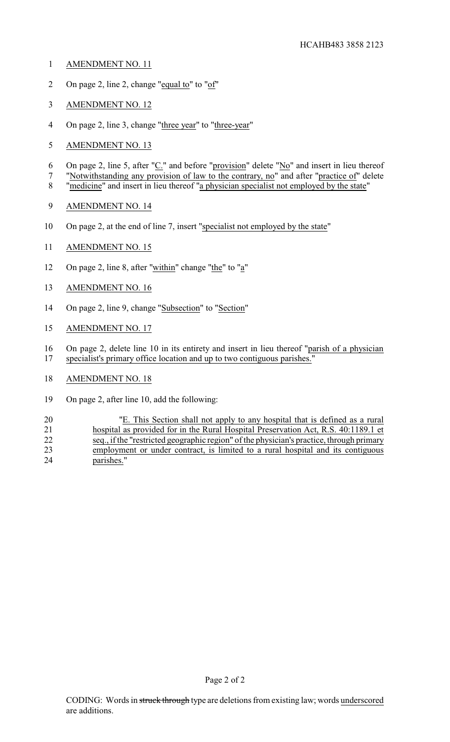AMENDMENT NO. 11

On page 2, line 2, change "equal to" to "of"

AMENDMENT NO. 12

On page 2, line 3, change "three year" to "three-year"

AMENDMENT NO. 13

On page 2, line 5, after "C." and before "provision" delete "No" and insert in lieu thereof "Notwithstanding any provision of law to the contrary, no" and after "practice of" delete "medicine" and insert in lieu thereof "a physician specialist not employed by the state"

AMENDMENT NO. 14

On page 2, at the end of line 7, insert "specialist not employed by the state"

AMENDMENT NO. 15

On page 2, line 8, after "within" change "the" to "a"

AMENDMENT NO. 16

On page 2, line 9, change "Subsection" to "Section"

AMENDMENT NO. 17

On page 2, delete line 10 in its entirety and insert in lieu thereof "parish of a physician specialist's primary office location and up to two contiguous parishes."

AMENDMENT NO. 18

On page 2, after line 10, add the following:

"E. This Section shall not apply to any hospital that is defined as a rural hospital as provided for in the Rural Hospital Preservation Act, R.S. 40:1189.1 et seq., if the "restricted geographic region" of the physician's practice, through primary employment or under contract, is limited to a rural hospital and its contiguous parishes."

CODING: Words in struck through type are deletions from existing law; words underscored are additions.